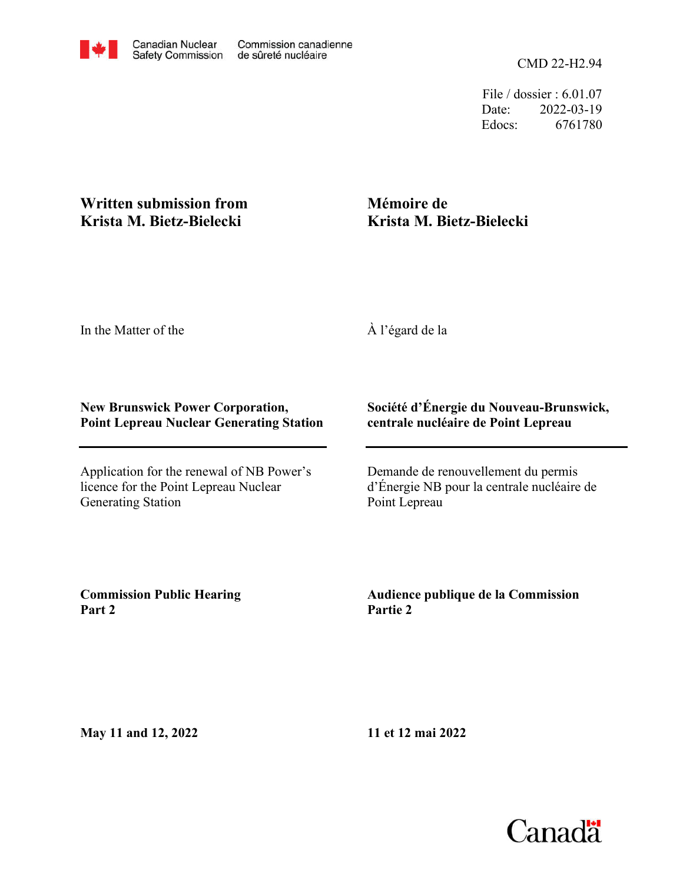Canadian Nuclear Safety Commission | Commission canadienne de sûreté nucléaire

CMD 22-H2.94

File / dossier : 6.01.07
Date: 2022-03-19
Edocs: 6761780

**Written submission from Krista M. Bietz-Bielecki**

**Mémoire de Krista M. Bietz-Bielecki**

In the Matter of the

À l'égard de la

**New Brunswick Power Corporation, Point Lepreau Nuclear Generating Station**

**Société d'Énergie du Nouveau-Brunswick, centrale nucléaire de Point Lepreau**

Application for the renewal of NB Power's licence for the Point Lepreau Nuclear Generating Station

Demande de renouvellement du permis d'Énergie NB pour la centrale nucléaire de Point Lepreau

**Commission Public Hearing Part 2**

**Audience publique de la Commission Partie 2**

**May 11 and 12, 2022**

**11 et 12 mai 2022**

Canada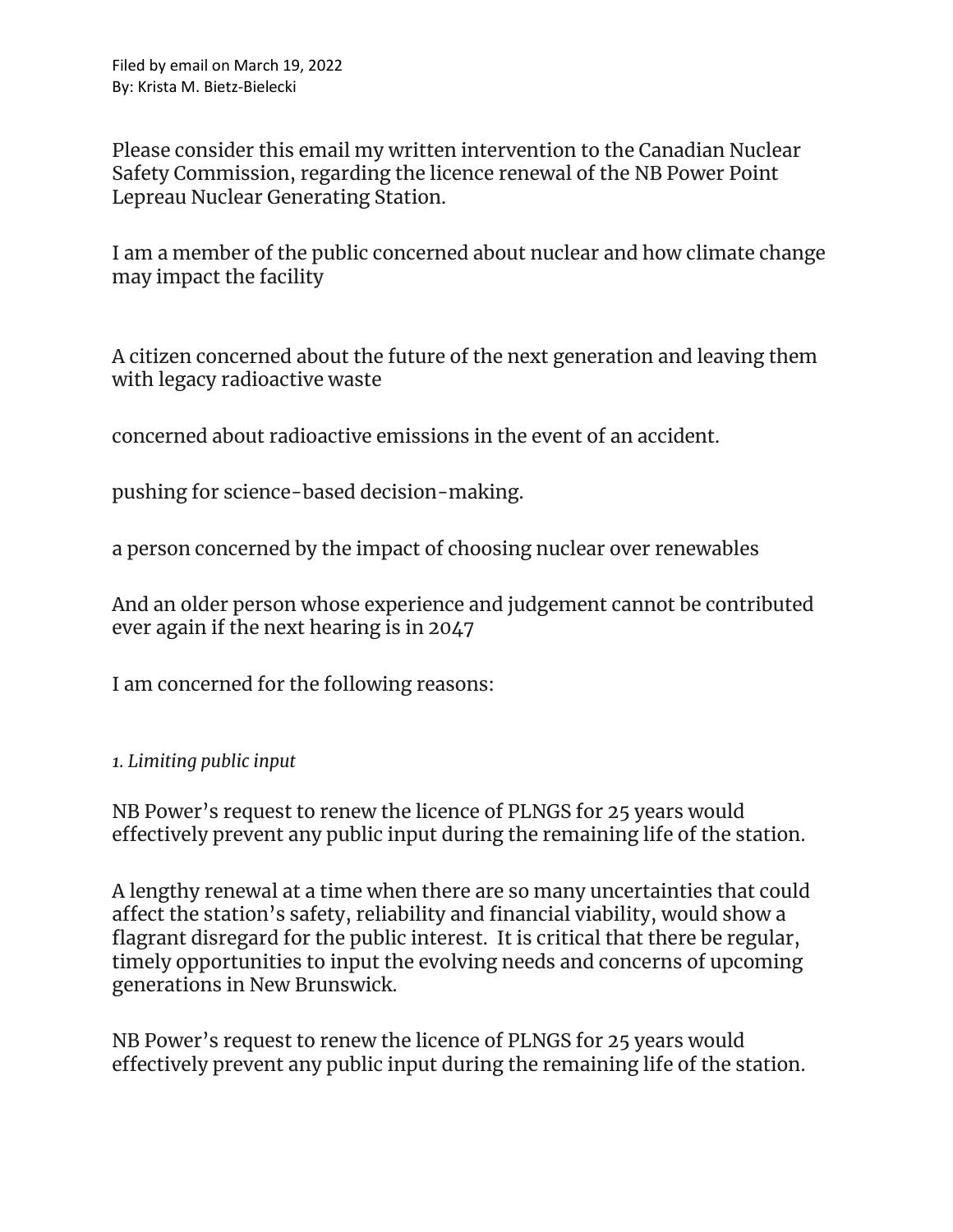Filed by email on March 19, 2022
By: Krista M. Bietz-Bielecki

Please consider this email my written intervention to the Canadian Nuclear Safety Commission, regarding the licence renewal of the NB Power Point Lepreau Nuclear Generating Station.

I am a member of the public concerned about nuclear and how climate change may impact the facility

A citizen concerned about the future of the next generation and leaving them with legacy radioactive waste

concerned about radioactive emissions in the event of an accident.

pushing for science-based decision-making.

a person concerned by the impact of choosing nuclear over renewables

And an older person whose experience and judgement cannot be contributed ever again if the next hearing is in 2047

I am concerned for the following reasons:

*1. Limiting public input*

NB Power's request to renew the licence of PLNGS for 25 years would effectively prevent any public input during the remaining life of the station.

A lengthy renewal at a time when there are so many uncertainties that could affect the station's safety, reliability and financial viability, would show a flagrant disregard for the public interest. It is critical that there be regular, timely opportunities to input the evolving needs and concerns of upcoming generations in New Brunswick.

NB Power's request to renew the licence of PLNGS for 25 years would effectively prevent any public input during the remaining life of the station.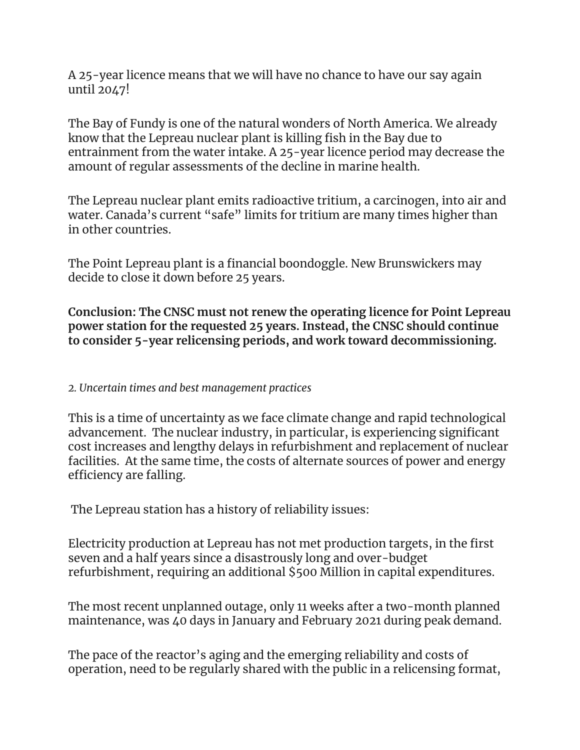A 25-year licence means that we will have no chance to have our say again until 2047!

The Bay of Fundy is one of the natural wonders of North America. We already know that the Lepreau nuclear plant is killing fish in the Bay due to entrainment from the water intake. A 25-year licence period may decrease the amount of regular assessments of the decline in marine health.

The Lepreau nuclear plant emits radioactive tritium, a carcinogen, into air and water. Canada's current "safe" limits for tritium are many times higher than in other countries.

The Point Lepreau plant is a financial boondoggle. New Brunswickers may decide to close it down before 25 years.

**Conclusion: The CNSC must not renew the operating licence for Point Lepreau power station for the requested 25 years. Instead, the CNSC should continue to consider 5-year relicensing periods, and work toward decommissioning.**

*2. Uncertain times and best management practices*

This is a time of uncertainty as we face climate change and rapid technological advancement. The nuclear industry, in particular, is experiencing significant cost increases and lengthy delays in refurbishment and replacement of nuclear facilities. At the same time, the costs of alternate sources of power and energy efficiency are falling.

The Lepreau station has a history of reliability issues:

Electricity production at Lepreau has not met production targets, in the first seven and a half years since a disastrously long and over-budget refurbishment, requiring an additional $500 Million in capital expenditures.

The most recent unplanned outage, only 11 weeks after a two-month planned maintenance, was 40 days in January and February 2021 during peak demand.

The pace of the reactor's aging and the emerging reliability and costs of operation, need to be regularly shared with the public in a relicensing format,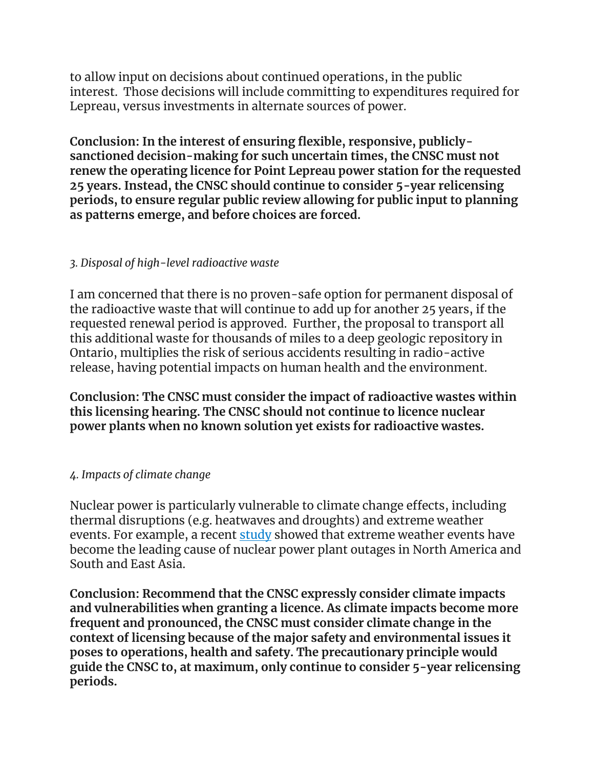to allow input on decisions about continued operations, in the public interest.  Those decisions will include committing to expenditures required for Lepreau, versus investments in alternate sources of power.

**Conclusion: In the interest of ensuring flexible, responsive, publicly-sanctioned decision-making for such uncertain times, the CNSC must not renew the operating licence for Point Lepreau power station for the requested 25 years. Instead, the CNSC should continue to consider 5-year relicensing periods, to ensure regular public review allowing for public input to planning as patterns emerge, and before choices are forced.**

*3. Disposal of high-level radioactive waste*

I am concerned that there is no proven-safe option for permanent disposal of the radioactive waste that will continue to add up for another 25 years, if the requested renewal period is approved.  Further, the proposal to transport all this additional waste for thousands of miles to a deep geologic repository in Ontario, multiplies the risk of serious accidents resulting in radio-active release, having potential impacts on human health and the environment.

**Conclusion: The CNSC must consider the impact of radioactive wastes within this licensing hearing. The CNSC should not continue to licence nuclear power plants when no known solution yet exists for radioactive wastes.**

*4. Impacts of climate change*

Nuclear power is particularly vulnerable to climate change effects, including thermal disruptions (e.g. heatwaves and droughts) and extreme weather events. For example, a recent study showed that extreme weather events have become the leading cause of nuclear power plant outages in North America and South and East Asia.

**Conclusion: Recommend that the CNSC expressly consider climate impacts and vulnerabilities when granting a licence. As climate impacts become more frequent and pronounced, the CNSC must consider climate change in the context of licensing because of the major safety and environmental issues it poses to operations, health and safety. The precautionary principle would guide the CNSC to, at maximum, only continue to consider 5-year relicensing periods.**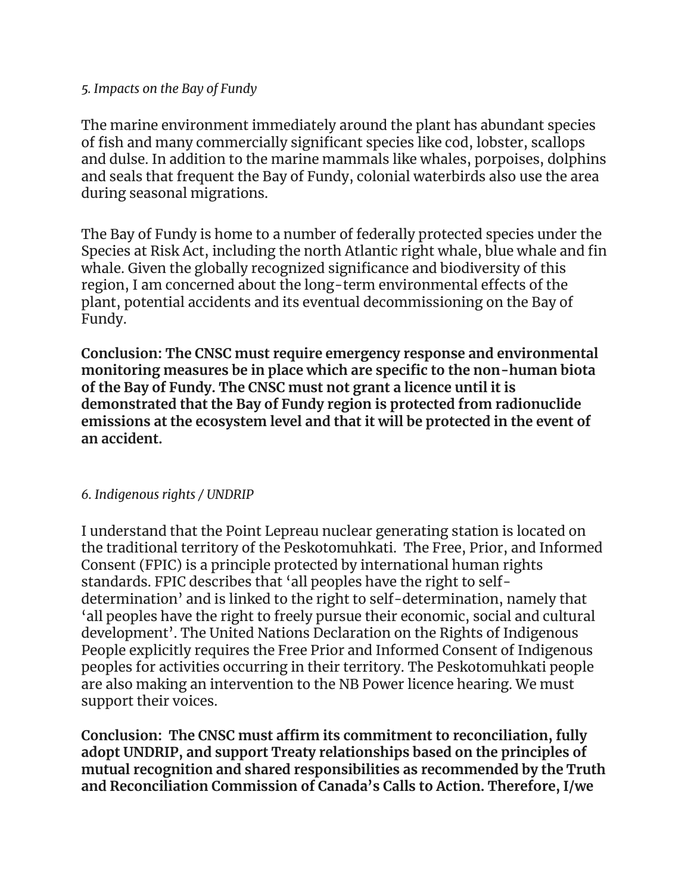*5. Impacts on the Bay of Fundy*

The marine environment immediately around the plant has abundant species of fish and many commercially significant species like cod, lobster, scallops and dulse. In addition to the marine mammals like whales, porpoises, dolphins and seals that frequent the Bay of Fundy, colonial waterbirds also use the area during seasonal migrations.

The Bay of Fundy is home to a number of federally protected species under the Species at Risk Act, including the north Atlantic right whale, blue whale and fin whale. Given the globally recognized significance and biodiversity of this region, I am concerned about the long-term environmental effects of the plant, potential accidents and its eventual decommissioning on the Bay of Fundy.

**Conclusion: The CNSC must require emergency response and environmental monitoring measures be in place which are specific to the non-human biota of the Bay of Fundy. The CNSC must not grant a licence until it is demonstrated that the Bay of Fundy region is protected from radionuclide emissions at the ecosystem level and that it will be protected in the event of an accident.**

*6. Indigenous rights / UNDRIP*

I understand that the Point Lepreau nuclear generating station is located on the traditional territory of the Peskotomuhkati. The Free, Prior, and Informed Consent (FPIC) is a principle protected by international human rights standards. FPIC describes that 'all peoples have the right to self-determination' and is linked to the right to self-determination, namely that 'all peoples have the right to freely pursue their economic, social and cultural development'. The United Nations Declaration on the Rights of Indigenous People explicitly requires the Free Prior and Informed Consent of Indigenous peoples for activities occurring in their territory. The Peskotomuhkati people are also making an intervention to the NB Power licence hearing. We must support their voices.

**Conclusion: The CNSC must affirm its commitment to reconciliation, fully adopt UNDRIP, and support Treaty relationships based on the principles of mutual recognition and shared responsibilities as recommended by the Truth and Reconciliation Commission of Canada's Calls to Action. Therefore, I/we**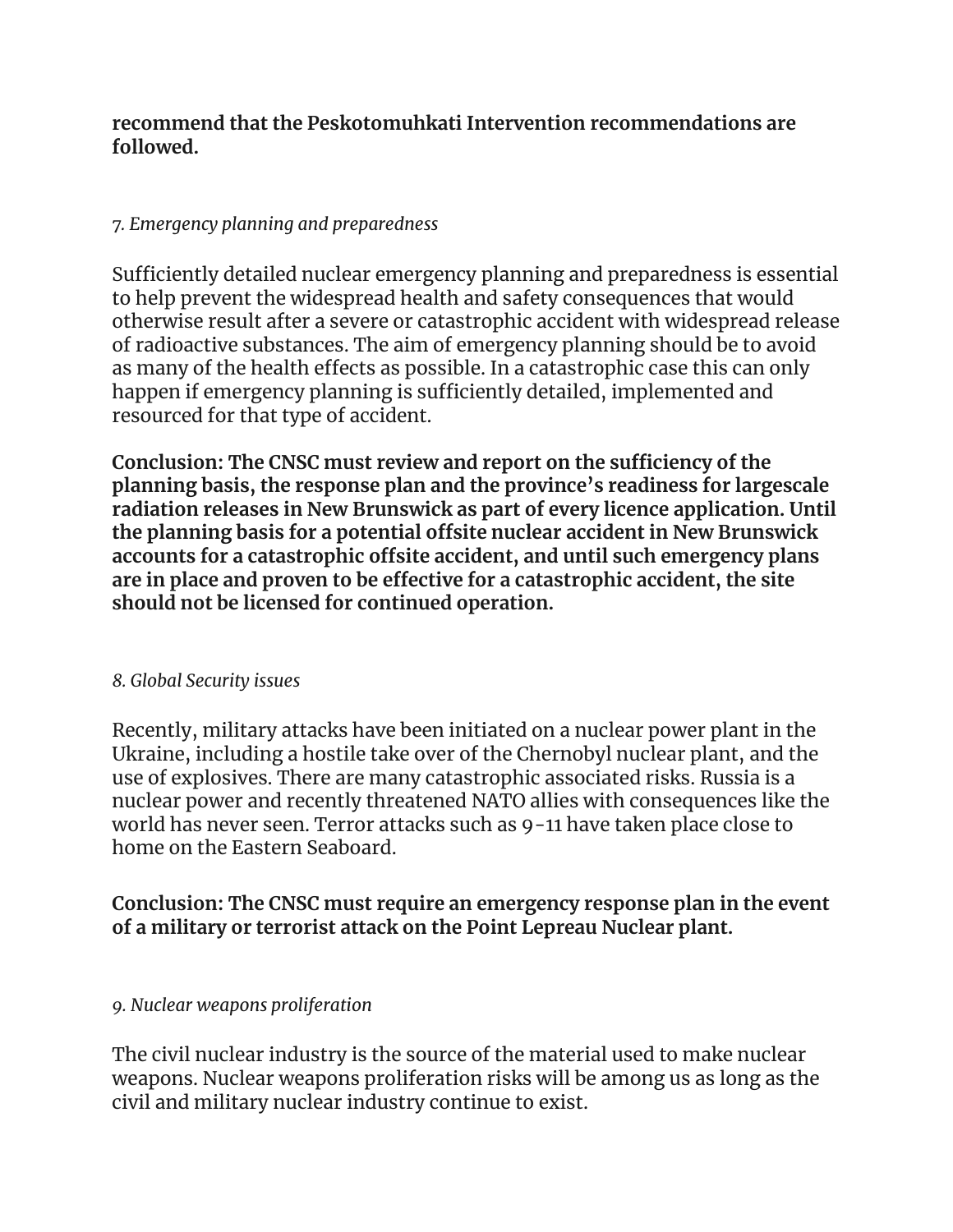**recommend that the Peskotomuhkati Intervention recommendations are followed.**

*7. Emergency planning and preparedness*

Sufficiently detailed nuclear emergency planning and preparedness is essential to help prevent the widespread health and safety consequences that would otherwise result after a severe or catastrophic accident with widespread release of radioactive substances. The aim of emergency planning should be to avoid as many of the health effects as possible. In a catastrophic case this can only happen if emergency planning is sufficiently detailed, implemented and resourced for that type of accident.

**Conclusion: The CNSC must review and report on the sufficiency of the planning basis, the response plan and the province's readiness for largescale radiation releases in New Brunswick as part of every licence application. Until the planning basis for a potential offsite nuclear accident in New Brunswick accounts for a catastrophic offsite accident, and until such emergency plans are in place and proven to be effective for a catastrophic accident, the site should not be licensed for continued operation.**

*8. Global Security issues*

Recently, military attacks have been initiated on a nuclear power plant in the Ukraine, including a hostile take over of the Chernobyl nuclear plant, and the use of explosives. There are many catastrophic associated risks. Russia is a nuclear power and recently threatened NATO allies with consequences like the world has never seen. Terror attacks such as 9-11 have taken place close to home on the Eastern Seaboard.

**Conclusion: The CNSC must require an emergency response plan in the event of a military or terrorist attack on the Point Lepreau Nuclear plant.**

*9. Nuclear weapons proliferation*

The civil nuclear industry is the source of the material used to make nuclear weapons. Nuclear weapons proliferation risks will be among us as long as the civil and military nuclear industry continue to exist.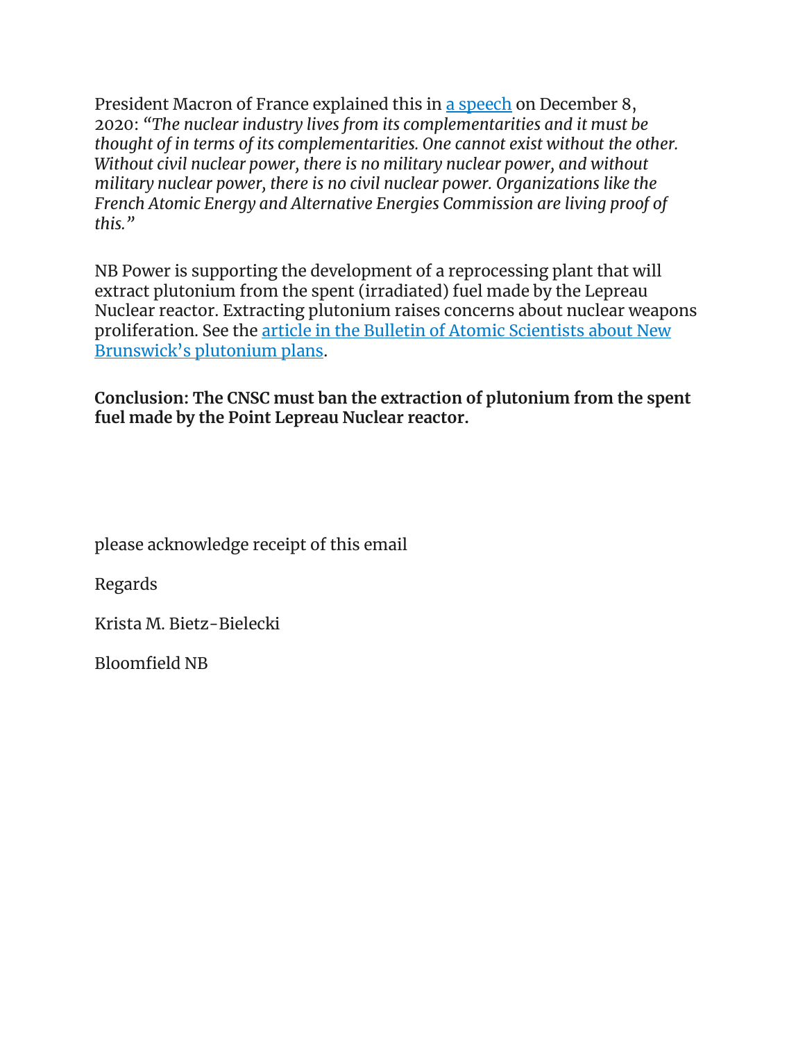President Macron of France explained this in [a speech](#) on December 8, 2020: *"The nuclear industry lives from its complementarities and it must be thought of in terms of its complementarities. One cannot exist without the other. Without civil nuclear power, there is no military nuclear power, and without military nuclear power, there is no civil nuclear power. Organizations like the French Atomic Energy and Alternative Energies Commission are living proof of this."*

NB Power is supporting the development of a reprocessing plant that will extract plutonium from the spent (irradiated) fuel made by the Lepreau Nuclear reactor. Extracting plutonium raises concerns about nuclear weapons proliferation. See the [article in the Bulletin of Atomic Scientists about New Brunswick's plutonium plans](#).

**Conclusion: The CNSC must ban the extraction of plutonium from the spent fuel made by the Point Lepreau Nuclear reactor.**

please acknowledge receipt of this email

Regards

Krista M. Bietz-Bielecki

Bloomfield NB